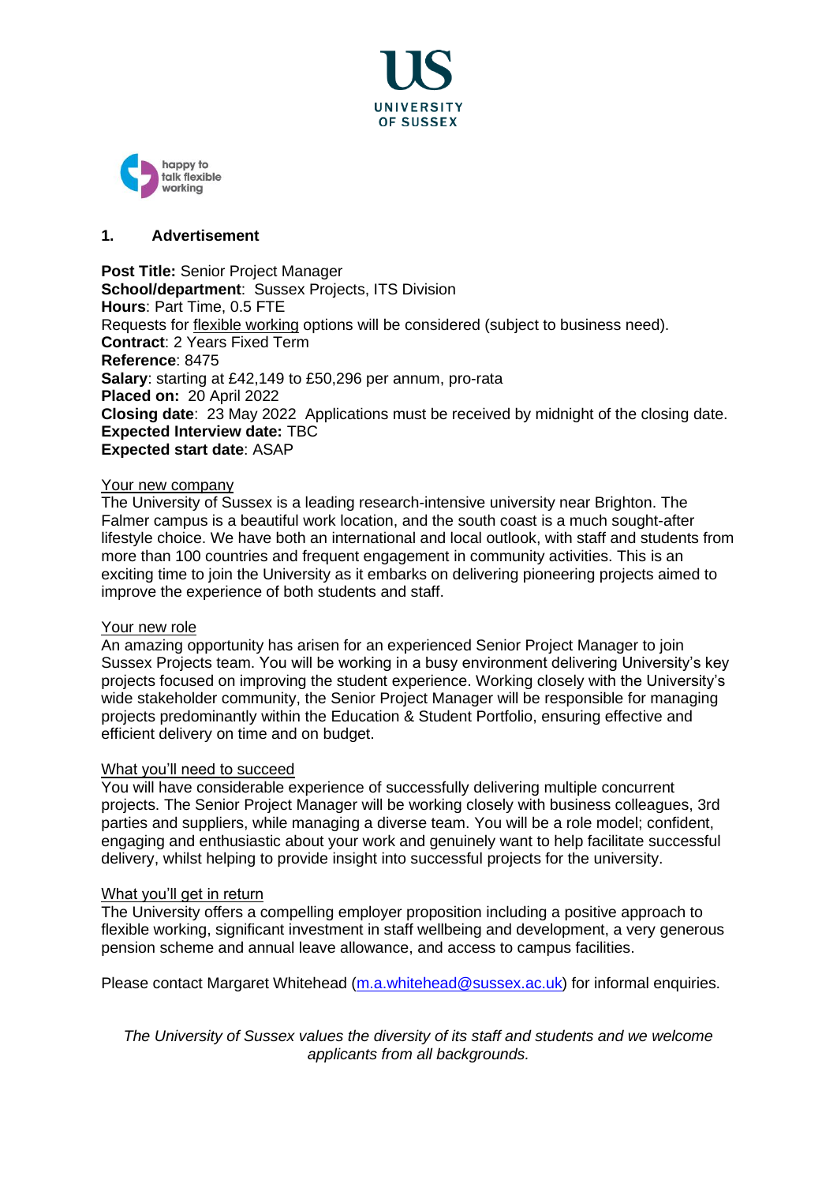UNIVERSITY OF SUSSEX

happy to talk flexible working

## 1. Advertisement

**Post Title:** Senior Project Manager
**School/department**: Sussex Projects, ITS Division
**Hours**: Part Time, 0.5 FTE
Requests for flexible working options will be considered (subject to business need).
**Contract**: 2 Years Fixed Term
**Reference**: 8475
**Salary**: starting at £42,149 to £50,296 per annum, pro-rata
**Placed on:** 20 April 2022
**Closing date**: 23 May 2022 Applications must be received by midnight of the closing date.
**Expected Interview date:** TBC
**Expected start date**: ASAP

Your new company
The University of Sussex is a leading research-intensive university near Brighton. The Falmer campus is a beautiful work location, and the south coast is a much sought-after lifestyle choice. We have both an international and local outlook, with staff and students from more than 100 countries and frequent engagement in community activities. This is an exciting time to join the University as it embarks on delivering pioneering projects aimed to improve the experience of both students and staff.

Your new role
An amazing opportunity has arisen for an experienced Senior Project Manager to join Sussex Projects team. You will be working in a busy environment delivering University's key projects focused on improving the student experience. Working closely with the University's wide stakeholder community, the Senior Project Manager will be responsible for managing projects predominantly within the Education & Student Portfolio, ensuring effective and efficient delivery on time and on budget.

What you'll need to succeed
You will have considerable experience of successfully delivering multiple concurrent projects. The Senior Project Manager will be working closely with business colleagues, 3rd parties and suppliers, while managing a diverse team. You will be a role model; confident, engaging and enthusiastic about your work and genuinely want to help facilitate successful delivery, whilst helping to provide insight into successful projects for the university.

What you'll get in return
The University offers a compelling employer proposition including a positive approach to flexible working, significant investment in staff wellbeing and development, a very generous pension scheme and annual leave allowance, and access to campus facilities.

Please contact Margaret Whitehead (m.a.whitehead@sussex.ac.uk) for informal enquiries.

*The University of Sussex values the diversity of its staff and students and we welcome applicants from all backgrounds.*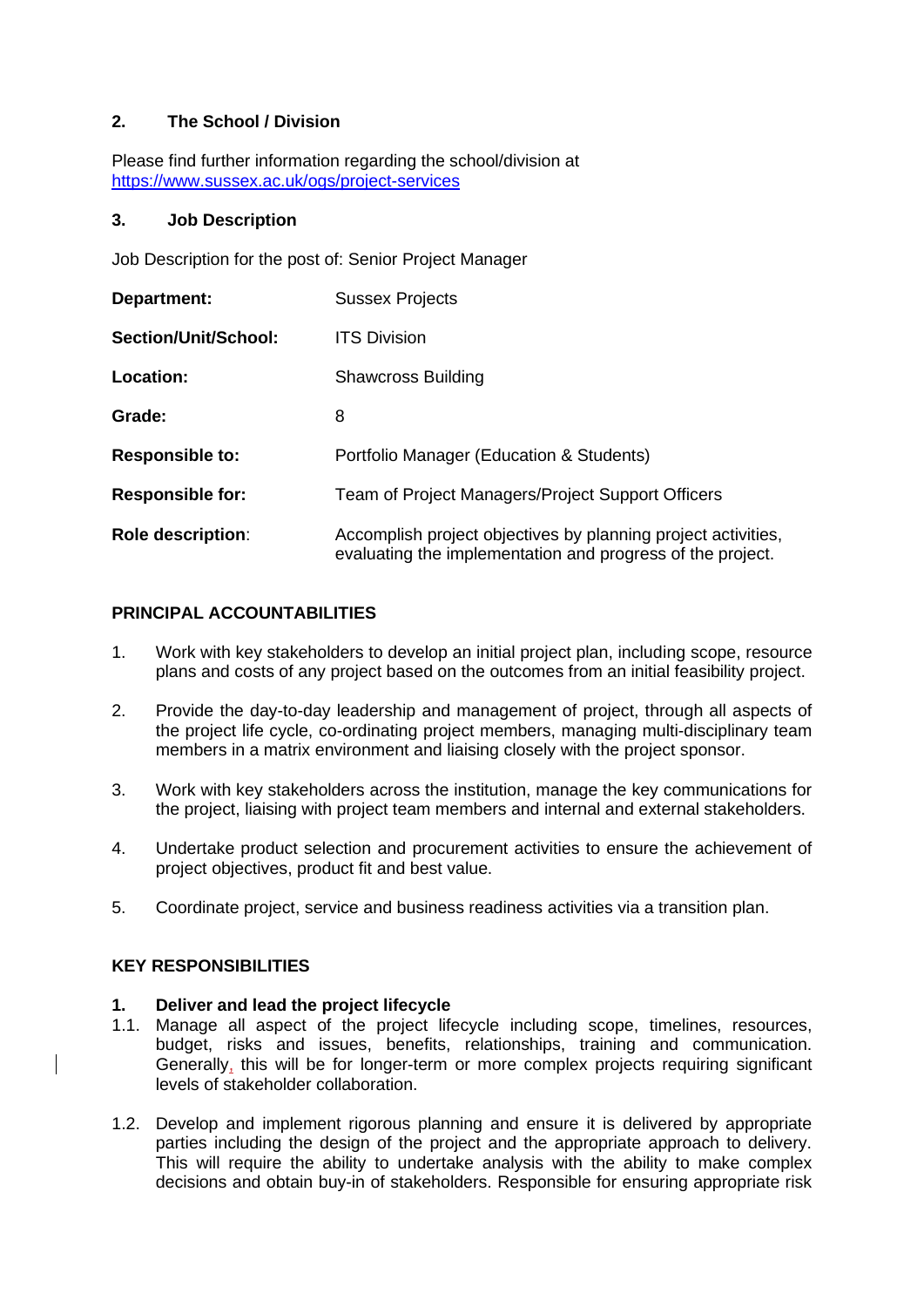## 2. The School / Division

Please find further information regarding the school/division at [https://www.sussex.ac.uk/ogs/project-services](https://www.sussex.ac.uk/ogs/project-services)

## 3. Job Description

Job Description for the post of: Senior Project Manager

| | |
|---|---|
| **Department:** | Sussex Projects |
| **Section/Unit/School:** | ITS Division |
| **Location:** | Shawcross Building |
| **Grade:** | 8 |
| **Responsible to:** | Portfolio Manager (Education & Students) |
| **Responsible for:** | Team of Project Managers/Project Support Officers |
| **Role description**: | Accomplish project objectives by planning project activities, evaluating the implementation and progress of the project. |

### PRINCIPAL ACCOUNTABILITIES

1. Work with key stakeholders to develop an initial project plan, including scope, resource plans and costs of any project based on the outcomes from an initial feasibility project.
2. Provide the day-to-day leadership and management of project, through all aspects of the project life cycle, co-ordinating project members, managing multi-disciplinary team members in a matrix environment and liaising closely with the project sponsor.
3. Work with key stakeholders across the institution, manage the key communications for the project, liaising with project team members and internal and external stakeholders.
4. Undertake product selection and procurement activities to ensure the achievement of project objectives, product fit and best value.
5. Coordinate project, service and business readiness activities via a transition plan.

### KEY RESPONSIBILITIES

**1. Deliver and lead the project lifecycle**

1.1. Manage all aspect of the project lifecycle including scope, timelines, resources, budget, risks and issues, benefits, relationships, training and communication. Generally, this will be for longer-term or more complex projects requiring significant levels of stakeholder collaboration.

1.2. Develop and implement rigorous planning and ensure it is delivered by appropriate parties including the design of the project and the appropriate approach to delivery. This will require the ability to undertake analysis with the ability to make complex decisions and obtain buy-in of stakeholders. Responsible for ensuring appropriate risk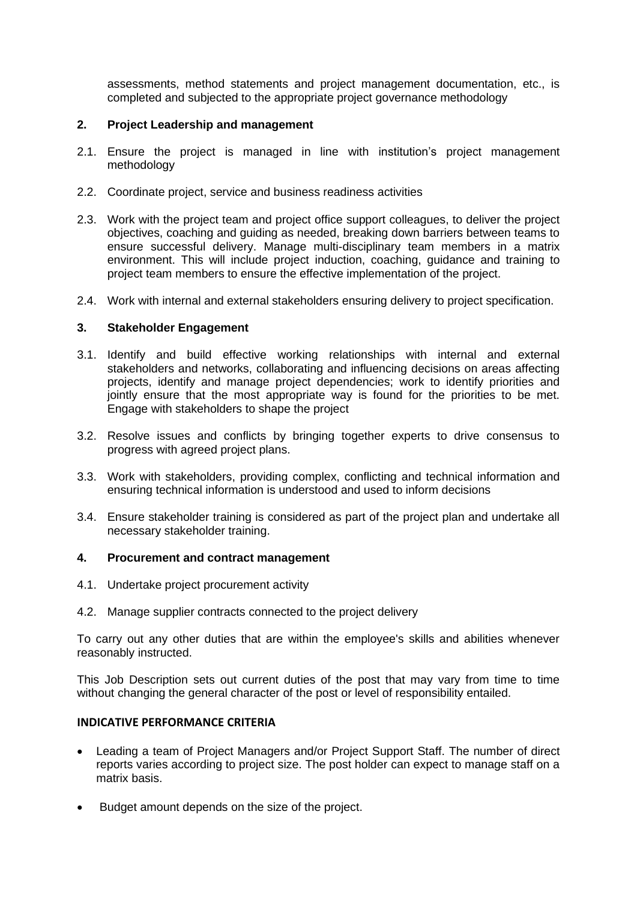assessments, method statements and project management documentation, etc., is completed and subjected to the appropriate project governance methodology

**2. Project Leadership and management**

2.1. Ensure the project is managed in line with institution's project management methodology

2.2. Coordinate project, service and business readiness activities

2.3. Work with the project team and project office support colleagues, to deliver the project objectives, coaching and guiding as needed, breaking down barriers between teams to ensure successful delivery. Manage multi-disciplinary team members in a matrix environment. This will include project induction, coaching, guidance and training to project team members to ensure the effective implementation of the project.

2.4. Work with internal and external stakeholders ensuring delivery to project specification.

**3. Stakeholder Engagement**

3.1. Identify and build effective working relationships with internal and external stakeholders and networks, collaborating and influencing decisions on areas affecting projects, identify and manage project dependencies; work to identify priorities and jointly ensure that the most appropriate way is found for the priorities to be met. Engage with stakeholders to shape the project

3.2. Resolve issues and conflicts by bringing together experts to drive consensus to progress with agreed project plans.

3.3. Work with stakeholders, providing complex, conflicting and technical information and ensuring technical information is understood and used to inform decisions

3.4. Ensure stakeholder training is considered as part of the project plan and undertake all necessary stakeholder training.

**4. Procurement and contract management**

4.1. Undertake project procurement activity

4.2. Manage supplier contracts connected to the project delivery

To carry out any other duties that are within the employee's skills and abilities whenever reasonably instructed.

This Job Description sets out current duties of the post that may vary from time to time without changing the general character of the post or level of responsibility entailed.

**INDICATIVE PERFORMANCE CRITERIA**

- Leading a team of Project Managers and/or Project Support Staff. The number of direct reports varies according to project size. The post holder can expect to manage staff on a matrix basis.
- Budget amount depends on the size of the project.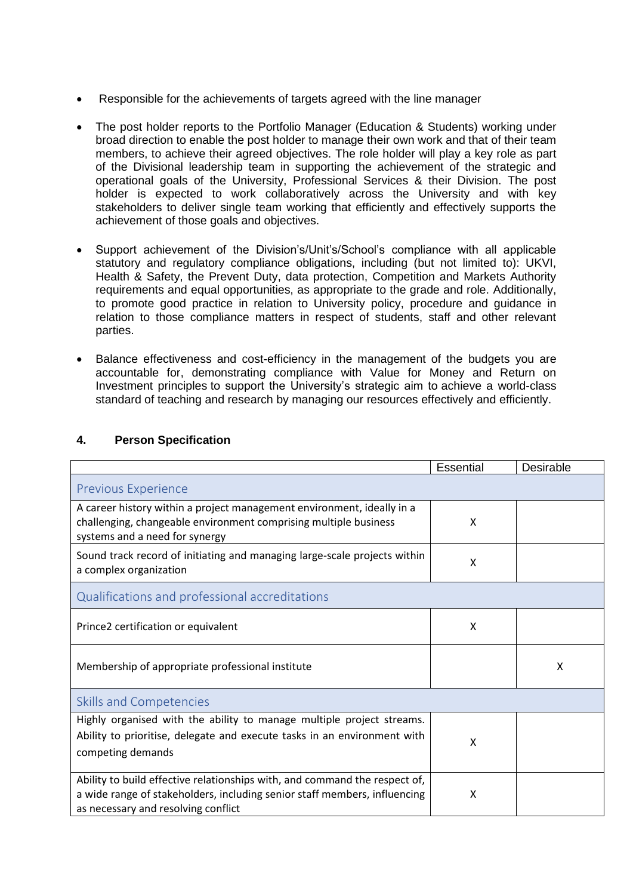- Responsible for the achievements of targets agreed with the line manager

- The post holder reports to the Portfolio Manager (Education & Students) working under broad direction to enable the post holder to manage their own work and that of their team members, to achieve their agreed objectives. The role holder will play a key role as part of the Divisional leadership team in supporting the achievement of the strategic and operational goals of the University, Professional Services & their Division. The post holder is expected to work collaboratively across the University and with key stakeholders to deliver single team working that efficiently and effectively supports the achievement of those goals and objectives.

- Support achievement of the Division's/Unit's/School's compliance with all applicable statutory and regulatory compliance obligations, including (but not limited to): UKVI, Health & Safety, the Prevent Duty, data protection, Competition and Markets Authority requirements and equal opportunities, as appropriate to the grade and role. Additionally, to promote good practice in relation to University policy, procedure and guidance in relation to those compliance matters in respect of students, staff and other relevant parties.

- Balance effectiveness and cost-efficiency in the management of the budgets you are accountable for, demonstrating compliance with Value for Money and Return on Investment principles to support the University's strategic aim to achieve a world-class standard of teaching and research by managing our resources effectively and efficiently.

## 4. Person Specification

| | Essential | Desirable |
|---|---|---|
| **Previous Experience** | | |
| A career history within a project management environment, ideally in a challenging, changeable environment comprising multiple business systems and a need for synergy | X | |
| Sound track record of initiating and managing large-scale projects within a complex organization | X | |
| **Qualifications and professional accreditations** | | |
| Prince2 certification or equivalent | X | |
| Membership of appropriate professional institute | | X |
| **Skills and Competencies** | | |
| Highly organised with the ability to manage multiple project streams. Ability to prioritise, delegate and execute tasks in an environment with competing demands | X | |
| Ability to build effective relationships with, and command the respect of, a wide range of stakeholders, including senior staff members, influencing as necessary and resolving conflict | X | |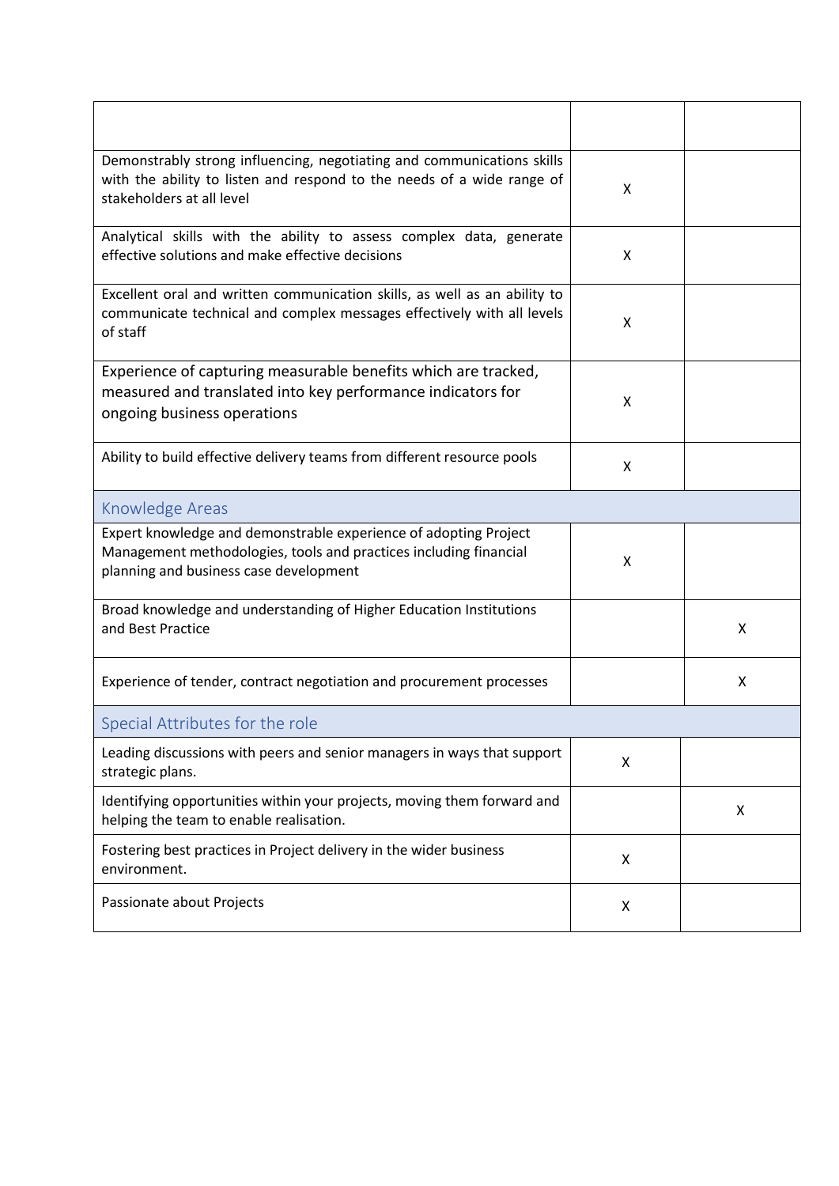| | | |
|---|---|---|
| | | |
| Demonstrably strong influencing, negotiating and communications skills with the ability to listen and respond to the needs of a wide range of stakeholders at all level | X | |
| Analytical skills with the ability to assess complex data, generate effective solutions and make effective decisions | X | |
| Excellent oral and written communication skills, as well as an ability to communicate technical and complex messages effectively with all levels of staff | X | |
| Experience of capturing measurable benefits which are tracked, measured and translated into key performance indicators for ongoing business operations | X | |
| Ability to build effective delivery teams from different resource pools | X | |
| Knowledge Areas | | |
| Expert knowledge and demonstrable experience of adopting Project Management methodologies, tools and practices including financial planning and business case development | X | |
| Broad knowledge and understanding of Higher Education Institutions and Best Practice | | X |
| Experience of tender, contract negotiation and procurement processes | | X |
| Special Attributes for the role | | |
| Leading discussions with peers and senior managers in ways that support strategic plans. | X | |
| Identifying opportunities within your projects, moving them forward and helping the team to enable realisation. | | X |
| Fostering best practices in Project delivery in the wider business environment. | X | |
| Passionate about Projects | X | |